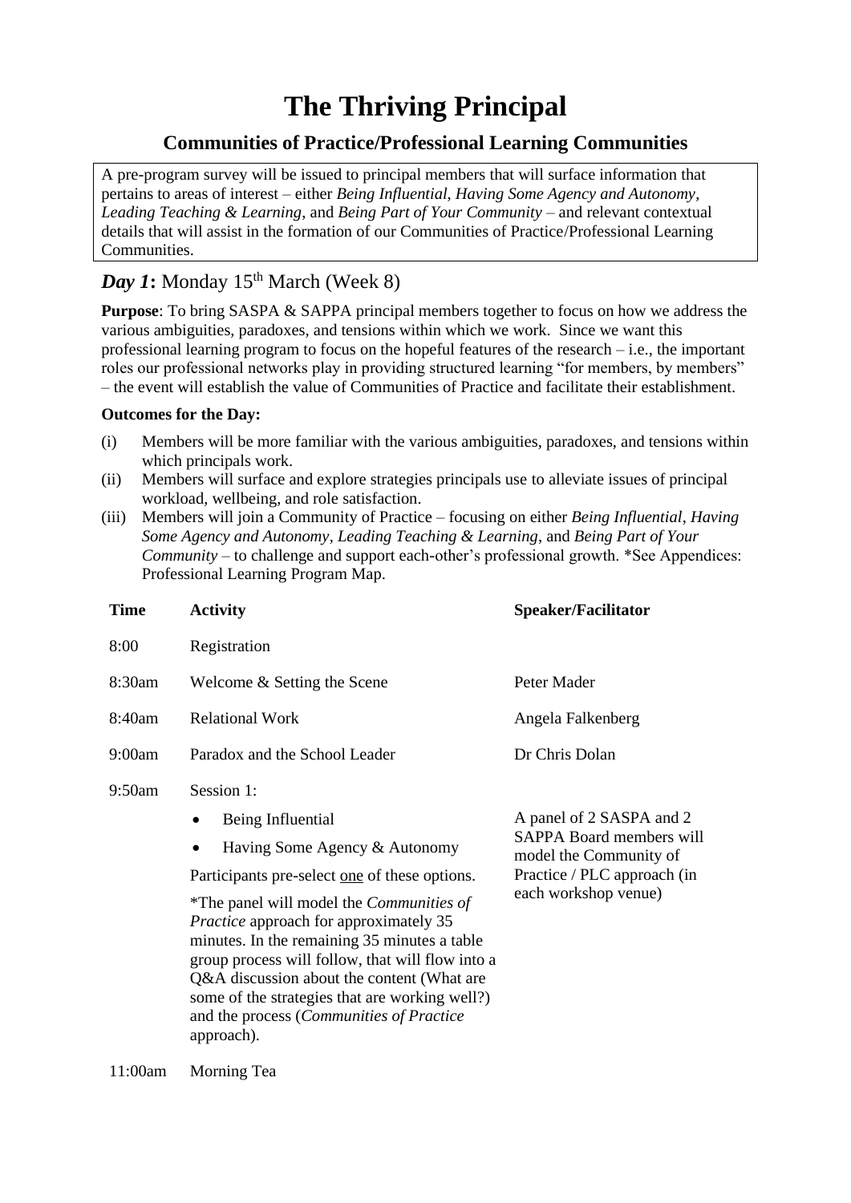# The Thriving Principal

## Communities of Practice/Professional Learning Communities

A pre-program survey will be issued to principal members that will surface information that pertains to areas of interest – either *Being Influential*, *Having Some Agency and Autonomy*, *Leading Teaching & Learning*, and *Being Part of Your Community* – and relevant contextual details that will assist in the formation of our Communities of Practice/Professional Learning Communities.

### *Day 1*: Monday 15th March (Week 8)

**Purpose**: To bring SASPA & SAPPA principal members together to focus on how we address the various ambiguities, paradoxes, and tensions within which we work. Since we want this professional learning program to focus on the hopeful features of the research – i.e., the important roles our professional networks play in providing structured learning "for members, by members" – the event will establish the value of Communities of Practice and facilitate their establishment.

**Outcomes for the Day:**

(i) Members will be more familiar with the various ambiguities, paradoxes, and tensions within which principals work.

(ii) Members will surface and explore strategies principals use to alleviate issues of principal workload, wellbeing, and role satisfaction.

(iii) Members will join a Community of Practice – focusing on either *Being Influential*, *Having Some Agency and Autonomy*, *Leading Teaching & Learning*, and *Being Part of Your Community* – to challenge and support each-other's professional growth. *See Appendices: Professional Learning Program Map.

| Time | Activity | Speaker/Facilitator |
|---|---|---|
| 8:00 | Registration | |
| 8:30am | Welcome & Setting the Scene | Peter Mader |
| 8:40am | Relational Work | Angela Falkenberg |
| 9:00am | Paradox and the School Leader | Dr Chris Dolan |
| 9:50am | Session 1:<br>• Being Influential<br>• Having Some Agency & Autonomy<br>Participants pre-select <u>one</u> of these options.<br>*The panel will model the *Communities of Practice* approach for approximately 35 minutes. In the remaining 35 minutes a table group process will follow, that will flow into a Q&A discussion about the content (What are some of the strategies that are working well?) and the process (*Communities of Practice* approach). | A panel of 2 SASPA and 2 SAPPA Board members will model the Community of Practice / PLC approach (in each workshop venue) |
| 11:00am | Morning Tea | |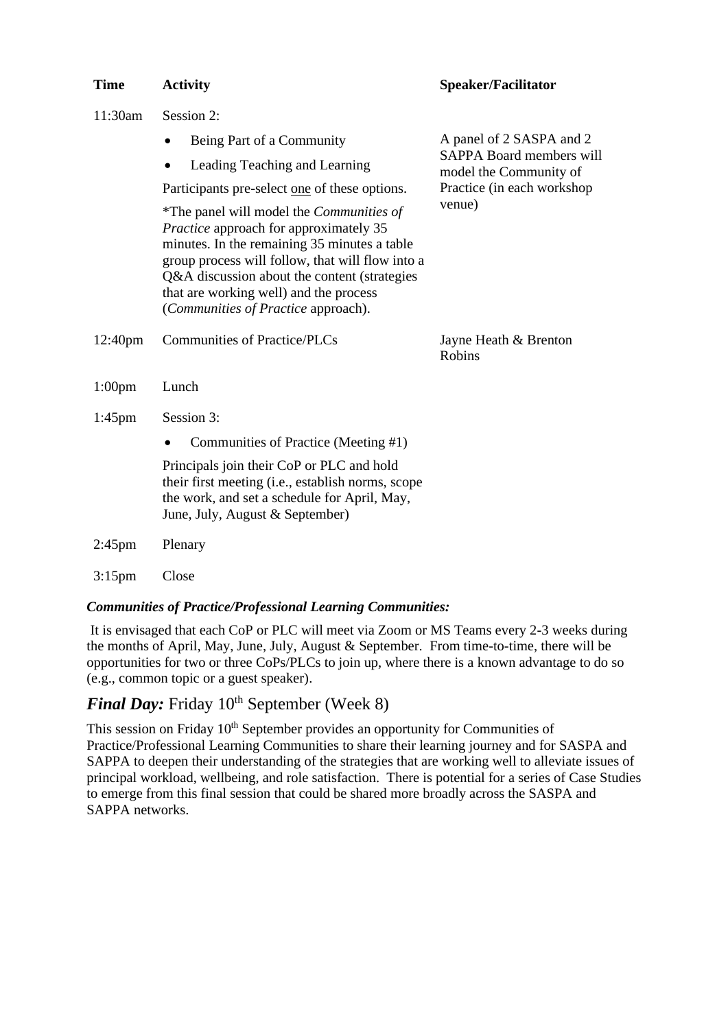| Time | Activity | Speaker/Facilitator |
| --- | --- | --- |
| 11:30am | Session 2:<br>• Being Part of a Community<br>• Leading Teaching and Learning<br>Participants pre-select one of these options.<br>*The panel will model the *Communities of Practice* approach for approximately 35 minutes. In the remaining 35 minutes a table group process will follow, that will flow into a Q&A discussion about the content (strategies that are working well) and the process (*Communities of Practice* approach). | A panel of 2 SASPA and 2 SAPPA Board members will model the Community of Practice (in each workshop venue) |
| 12:40pm | Communities of Practice/PLCs | Jayne Heath & Brenton Robins |
| 1:00pm | Lunch | |
| 1:45pm | Session 3:<br>• Communities of Practice (Meeting #1)<br>Principals join their CoP or PLC and hold their first meeting (i.e., establish norms, scope the work, and set a schedule for April, May, June, July, August & September) | |
| 2:45pm | Plenary | |
| 3:15pm | Close | |

***Communities of Practice/Professional Learning Communities:***

It is envisaged that each CoP or PLC will meet via Zoom or MS Teams every 2-3 weeks during the months of April, May, June, July, August & September. From time-to-time, there will be opportunities for two or three CoPs/PLCs to join up, where there is a known advantage to do so (e.g., common topic or a guest speaker).

## ***Final Day:*** Friday 10th September (Week 8)

This session on Friday 10th September provides an opportunity for Communities of Practice/Professional Learning Communities to share their learning journey and for SASPA and SAPPA to deepen their understanding of the strategies that are working well to alleviate issues of principal workload, wellbeing, and role satisfaction. There is potential for a series of Case Studies to emerge from this final session that could be shared more broadly across the SASPA and SAPPA networks.